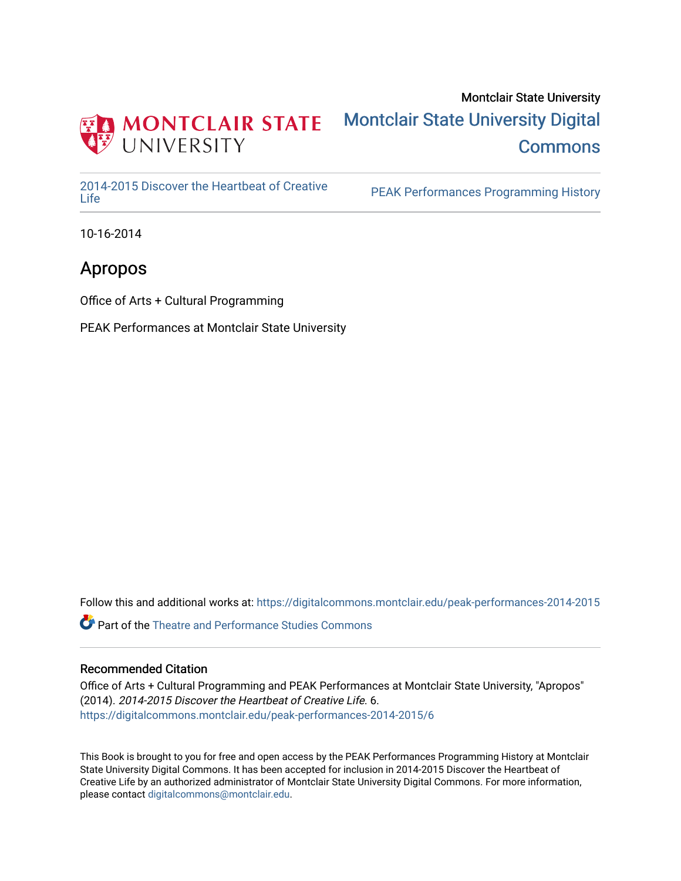Montclair State University

Montclair State University Digital Commons

2014-2015 Discover the Heartbeat of Creative Life

PEAK Performances Programming History

10-16-2014

# Apropos

Office of Arts + Cultural Programming

PEAK Performances at Montclair State University

Follow this and additional works at: https://digitalcommons.montclair.edu/peak-performances-2014-2015

Part of the Theatre and Performance Studies Commons

## Recommended Citation

Office of Arts + Cultural Programming and PEAK Performances at Montclair State University, "Apropos" (2014). *2014-2015 Discover the Heartbeat of Creative Life*. 6.
https://digitalcommons.montclair.edu/peak-performances-2014-2015/6

This Book is brought to you for free and open access by the PEAK Performances Programming History at Montclair State University Digital Commons. It has been accepted for inclusion in 2014-2015 Discover the Heartbeat of Creative Life by an authorized administrator of Montclair State University Digital Commons. For more information, please contact digitalcommons@montclair.edu.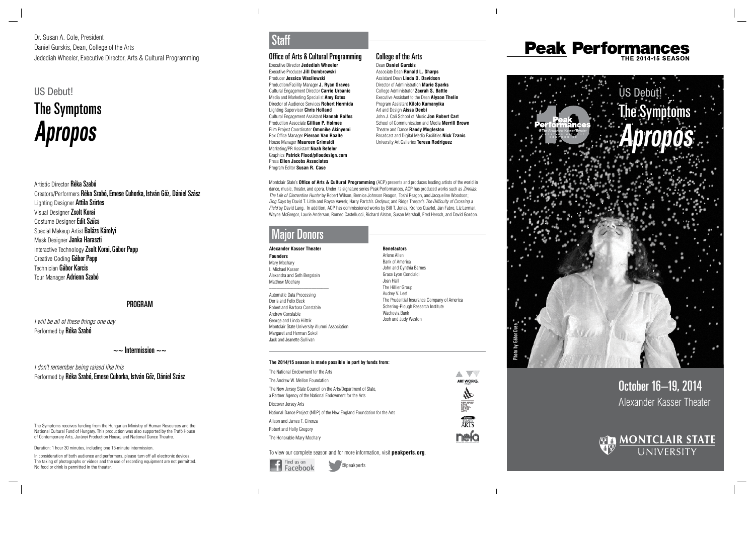Dr. Susan A. Cole, President
Daniel Gurskis, Dean, College of the Arts
Jedediah Wheeler, Executive Director, Arts & Cultural Programming

# US Debut!
# The Symptoms
# *Apropos*

Artistic Director **Réka Szabó**
Creators/Performers **Réka Szabó, Emese Cuhorka, István Gőz, Dániel Szász**
Lighting Designer **Attila Szirtes**
Visual Designer **Zsolt Korai**
Costume Designer **Edit Szűcs**
Special Makeup Artist **Balázs Károlyi**
Mask Designer **Janka Haraszti**
Interactive Technology **Zsolt Korai, Gábor Papp**
Creative Coding **Gábor Papp**
Technician **Gábor Karcis**
Tour Manager **Adrienn Szabó**

## PROGRAM

*I will be all of these things one day*
Performed by **Réka Szabó**

~~ Intermission ~~

*I don't remember being raised like this*
Performed by **Réka Szabó, Emese Cuhorka, István Gőz, Dániel Szász**

The Symptoms receives funding from the Hungarian Ministry of Human Resources and the National Cultural Fund of Hungary. This production was also supported by the Trafó House of Contemporary Arts, Jurányi Production House, and National Dance Theatre.

Duration: 1 hour 30 minutes, including one 15-minute intermission.

In consideration of both audience and performers, please turn off all electronic devices. The taking of photographs or videos and the use of recording equipment are not permitted. No food or drink is permitted in the theater.

## Staff

### Office of Arts & Cultural Programming

Executive Director **Jedediah Wheeler**
Executive Producer **Jill Dombrowski**
Producer **Jessica Wasilewski**
Production/Facility Manager **J. Ryan Graves**
Cultural Engagement Director **Carrie Urbanic**
Media and Marketing Specialist **Amy Estes**
Director of Audience Services **Robert Hermida**
Lighting Supervisor **Chris Holland**
Cultural Engagement Assistant **Hannah Rolfes**
Production Associate **Gillian P. Holmes**
Film Project Coordinator **Omonike Akinyemi**
Box Office Manager **Pierson Van Raalte**
House Manager **Maureen Grimaldi**
Marketing/PR Assistant **Noah Befeler**
Graphics **Patrick Flood/pfloodesign.com**
Press **Ellen Jacobs Associates**
Program Editor **Susan R. Case**

### College of the Arts

Dean **Daniel Gurskis**
Associate Dean **Ronald L. Sharps**
Assistant Dean **Linda D. Davidson**
Director of Administration **Marie Sparks**
College Administrator **Zacrah S. Battle**
Executive Assistant to the Dean **Alyson Thelin**
Program Assistant **Kilolo Kumanyika**
Art and Design **Aissa Deebi**
John J. Cali School of Music **Jon Robert Cart**
School of Communication and Media **Merrill Brown**
Theatre and Dance **Randy Mugleston**
Broadcast and Digital Media Facilities **Nick Tzanis**
University Art Galleries **Teresa Rodriguez**

Montclair State's **Office of Arts & Cultural Programming** (ACP) presents and produces leading artists of the world in dance, music, theater, and opera. Under its signature series Peak Performances, ACP has produced works such as *Zinnias: The Life of Clementine Hunter* by Robert Wilson, Bernice Johnson Reagon, Toshi Reagon, and Jacqueline Woodson; *Dog Days* by David T. Little and Royce Vavrek; Harry Partch's *Oedipus*; and Ridge Theater's *The Difficulty of Crossing a Field* by David Lang. In addition, ACP has commissioned works by Bill T. Jones, Kronos Quartet, Jan Fabre, Liz Lerman, Wayne McGregor, Laurie Anderson, Romeo Castellucci, Richard Alston, Susan Marshall, Fred Hersch, and David Gordon.

## Major Donors

**Alexander Kasser Theater**

**Founders**
Mary Mochary
I. Michael Kasser
Alexandra and Seth Bergstein
Matthew Mochary

Automatic Data Processing
Doris and Felix Beck
Robert and Barbara Constable
Andrew Constable
George and Linda Hiltzik
Montclair State University Alumni Association
Margaret and Herman Sokol
Jack and Jeanette Sullivan

**Benefactors**
Arlene Allen
Bank of America
John and Cynthia Barnes
Grace Lyon Concialdi
Jean Hall
The Hillier Group
Audrey V. Leef
The Prudential Insurance Company of America
Schering-Plough Research Institute
Wachovia Bank
Josh and Judy Weston

**The 2014/15 season is made possible in part by funds from:**

The National Endowment for the Arts
The Andrew W. Mellon Foundation
The New Jersey State Council on the Arts/Department of State, a Partner Agency of the National Endowment for the Arts
Discover Jersey Arts
National Dance Project (NDP) of the New England Foundation for the Arts
Alison and James T. Cirenza
Robert and Holly Gregory
The Honorable Mary Mochary

To view our complete season and for more information, visit **peakperfs.org**.

Find us on Facebook @peakperfs

# Peak Performances
THE 2014-15 SEASON

US Debut!
The Symptoms
*Apropos*

Photo by Gábor Dusa

## October 16–19, 2014
Alexander Kasser Theater

MONTCLAIR STATE UNIVERSITY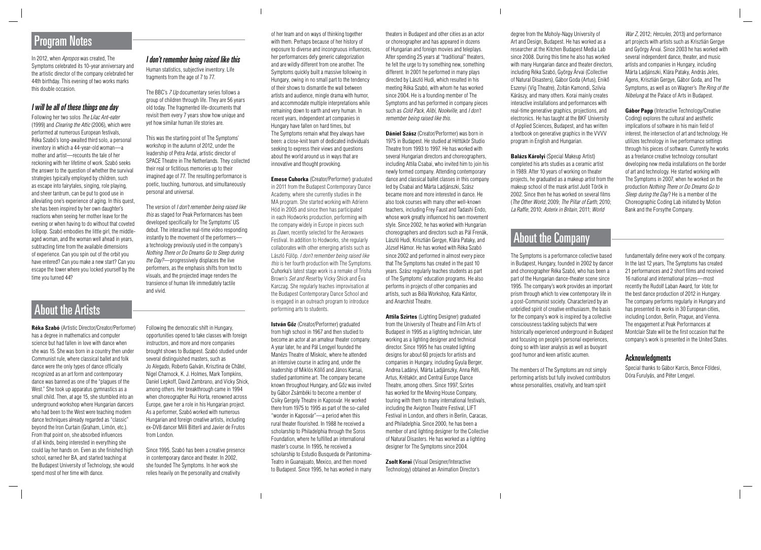# Program Notes

In 2012, when *Apropos* was created, The Symptoms celebrated its 10-year anniversary and the artistic director of the company celebrated her 44th birthday. This evening of two works marks this double occasion.

## *I will be all of these things one day*

Following her two solos *The Lilac Ant-eater* (1999) and *Clearing the Attic* (2006), which were performed at numerous European festivals, Réka Szabó's long-awaited third solo, a personal inventory in which a 44-year-old woman—a mother and artist—recounts the tale of her reckoning with her lifetime of work. Szabó seeks the answer to the question of whether the survival strategies typically employed by children, such as escape into fairytales, singing, role playing, and sheer tantrum, can be put to good use in alleviating one's experience of aging. In this quest, she has been inspired by her own daughter's reactions when seeing her mother leave for the evening or when having to do without that coveted lollipop. Szabó embodies the little girl, the middle-aged woman, and the woman well ahead in years, subtracting time from the available dimensions of experience. Can you spin out of the orbit you have entered? Can you make a new start? Can you escape the tower where you locked yourself by the time you turned 44?

## *I don't remember being raised like this*

Human statistics, subjective inventory. Life fragments from the age of 7 to 77.

The BBC's *7 Up* documentary series follows a group of children through life. They are 56 years old today. The fragmented life-documents that revisit them every 7 years show how unique and yet how similar human life stories are.

This was the starting point of The Symptoms' workshop in the autumn of 2012, under the leadership of Petra Ardai, artistic director of SPACE Theatre in The Netherlands. They collected their real or fictitious memories up to their imagined age of 77. The resulting performance is poetic, touching, humorous, and simultaneously personal and universal.

The version of *I don't remember being raised like this* as staged for Peak Performances has been developed specifically for The Symptoms' US debut. The interactive real-time video responding instantly to the movement of the performers—a technology previously used in the company's *Nothing There or Do Dreams Go to Sleep during the Day?*—progressively displaces the live performers, as the emphasis shifts from text to visuals, and the projected image renders the transience of human life immediately tactile and vivid.

# About the Artists

**Réka Szabó** (Artistic Director/Creator/Performer) has a degree in mathematics and computer science but had fallen in love with dance when she was 15. She was born in a country then under Communist rule, where classical ballet and folk dance were the only types of dance officially recognized as an art form and contemporary dance was banned as one of the "plagues of the West." She took up apparatus gymnastics as a small child. Then, at age 15, she stumbled into an underground workshop where Hungarian dancers who had been to the West were teaching modern dance techniques already regarded as "classic" beyond the Iron Curtain (Graham, Limón, etc.). From that point on, she absorbed influences of all kinds, being interested in everything she could lay her hands on. Even as she finished high school, earned her BA, and started teaching at the Budapest University of Technology, she would spend most of her time with dance.

Following the democratic shift in Hungary, opportunities opened to take classes with foreign instructors, and more and more companies brought shows to Budapest. Szabó studied under several distinguished masters, such as Jo Alegado, Roberto Galván, Krisztina de Châtel, Nigel Charnock, K. J. Holmes, Mark Tompkins, Daniel Lepkoff, David Zambrano, and Vicky Shick, among others. Her breakthrough came in 1994 when choreographer Rui Horta, renowned across Europe, gave her a role in his Hungarian project. As a performer, Szabó worked with numerous Hungarian and foreign creative artists, including ex-DV8 dancer Milli Bitterli and Javier de Frutos from London.

Since 1995, Szabó has been a creative presence in contemporary dance and theater. In 2002, she founded The Symptoms. In her work she relies heavily on the personality and creativity of her team and on ways of thinking together with them. Perhaps because of her history of exposure to diverse and incongruous influences, her performances defy generic categorization and are wildly different from one another. The Symptoms quickly built a massive following in Hungary, owing in no small part to the tendency of their shows to dismantle the wall between artists and audience, mingle drama with humor, and accommodate multiple interpretations while remaining down to earth and very human. In recent years, independent art companies in Hungary have fallen on hard times, but The Symptoms remain what they always have been: a close-knit team of dedicated individuals seeking to express their views and questions about the world around us in ways that are innovative and thought provoking.

**Emese Cuhorka** (Creator/Performer) graduated in 2011 from the Budapest Contemporary Dance Academy, where she currently studies in the MA program. She started working with Adrienn Hód in 2005 and since then has participated in each Hodworks production, performing with the company widely in Europe in pieces such as *Dawn*, recently selected for the Aerowaves Festival. In addition to Hodworks, she regularly collaborates with other emerging artists such as László Fülöp. *I don't remember being raised like this* is her fourth production with The Symptoms. Cuhorka's latest stage work is a remake of Trisha Brown's *Set and Reset* by Vicky Shick and Éva Karczag. She regularly teaches improvisation at the Budapest Contemporary Dance School and is engaged in an outreach program to introduce performing arts to students.

**István Gőz** (Creator/Performer) graduated from high school in 1967 and then studied to become an actor at an amateur theater company. A year later, he and Pál Lengyel founded the Manézs Theatre of Miskolc, where he attended an intensive course in acting and, under the leadership of Miklós Köllő and János Karsai, studied pantomime art. The company became known throughout Hungary, and Gőz was invited by Gábor Zsámbéki to become a member of Csiky Gergely Theatre in Kaposvár. He worked there from 1975 to 1995 as part of the so-called "wonder in Kaposvár"—a period when this rural theater flourished. In 1988 he received a scholarship to Philadelphia through the Soros Foundation, where he fulfilled an international master's course. In 1995, he received a scholarship to Estudio Busqueda de Pantomima-Teatro in Guanajuato, Mexico, and then moved to Budapest. Since 1995, he has worked in many theaters in Budapest and other cities as an actor or choreographer and has appeared in dozens of Hungarian and foreign movies and teleplays. After spending 25 years at "traditional" theaters, he felt the urge to try something new, something different. In 2001 he performed in many plays directed by László Hudi, which resulted in his meeting Réka Szabó, with whom he has worked since 2004. He is a founding member of The Symptoms and has performed in company pieces such as *Cold Pack*, *Alibi*, *Nookville*, and *I don't remember being raised like this*.

**Dániel Szász** (Creator/Performer) was born in 1975 in Budapest. He studied at Héttükör Studio Theatre from 1993 to 1997. He has worked with several Hungarian directors and choreographers, including Attila Csabai, who invited him to join his newly formed company. Attending contemporary dance and classical ballet classes in this company led by Csabai and Márta Ladjánszki, Szász became more and more interested in dance. He also took courses with many other well-known teachers, including Frey Faust and Tadashi Endo, whose work greatly influenced his own movement style. Since 2002, he has worked with Hungarian choreographers and directors such as Pál Frenák, László Hudi, Krisztián Gergye, Klára Pataky, and József Hámor. He has worked with Réka Szabó since 2002 and performed in almost every piece that The Symptoms has created in the past 10 years. Szász regularly teaches students as part of The Symptoms' education programs. He also performs in projects of other companies and artists, such as Béla Workshop, Kata Kántor, and Anarchist Theatre.

**Attila Szirtes** (Lighting Designer) graduated from the University of Theatre and Film Arts of Budapest in 1995 as a lighting technician, later working as a lighting designer and technical director. Since 1995 he has created lighting designs for about 60 projects for artists and companies in Hungary, including Gyula Berger, Andrea Ladányi, Márta Ladjánszky, Anna Réti, Artus, Krétakör, and Central Europe Dance Theatre, among others. Since 1997, Szirtes has worked for the Moving House Company, touring with them to many international festivals, including the Avignon Theatre Festival, LIFT Festival in London, and others in Berlin, Caracas, and Philadelphia. Since 2000, he has been a member of and lighting designer for the Collective of Natural Disasters. He has worked as a lighting designer for The Symptoms since 2004.

**Zsolt Korai** (Visual Designer/Interactive Technology) obtained an Animation Director's degree from the Moholy-Nagy University of Art and Design, Budapest. He has worked as a researcher at the Kitchen Budapest Media Lab since 2008. During this time he also has worked with many Hungarian dance and theater directors, including Réka Szabó, György Árvai (Collective of Natural Disasters), Gábor Goda (Artus), Enikő Eszenyi (Víg Theatre), Zoltán Kamondi, Szilvia Kárászy, and many others. Korai mainly creates interactive installations and performances with real-time generative graphics, projections, and electronics. He has taught at the BKF University of Applied Sciences, Budapest, and has written a textbook on generative graphics in the VVVV program in English and Hungarian.

**Balázs Károlyi** (Special Makeup Artist) completed his arts studies as a ceramic artist in 1989. After 10 years of working on theater projects, he graduated as a makeup artist from the makeup school of the mask artist Judit Török in 2002. Since then he has worked on several films (*The Other World*, 2009; *The Pillar of Earth*, 2010; *La Raffle*, 2010; *Asterix in Britain*, 2011; *World War Z*, 2012; *Hercules*, 2013) and performance art projects with artists such as Krisztián Gergye and György Árvai. Since 2003 he has worked with several independent dance, theater, and music artists and companies in Hungary, including Márta Ladjánszki, Klára Pataky, András Jeles, Ágens, Krisztián Gergye, Gábor Goda, and The Symptoms, as well as on Wagner's *The Ring of the Nibelung* at the Palace of Arts in Budapest.

**Gábor Papp** (Interactive Technology/Creative Coding) explores the cultural and aesthetic implications of software in his main field of interest, the intersection of art and technology. He utilizes technology in live performance settings through his pieces of software. Currently he works as a freelance creative technology consultant developing new media installations on the border of art and technology. He started working with The Symptoms in 2007, when he worked on the production *Nothing There or Do Dreams Go to Sleep during the Day?* He is a member of the Choreographic Coding Lab initiated by Motion Bank and the Forsythe Company.

# About the Company

The Symptoms is a performance collective based in Budapest, Hungary, founded in 2002 by dancer and choreographer Réka Szabó, who has been a part of the Hungarian dance-theater scene since 1995. The company's work provides an important prism through which to view contemporary life in a post-Communist society. Characterized by an unbridled spirit of creative enthusiasm, the basis for the company's work is inspired by a collective consciousness tackling subjects that were historically experienced underground in Budapest and focusing on people's personal experiences, doing so with laser analysis as well as buoyant good humor and keen artistic acumen.

The members of The Symptoms are not simply performing artists but fully involved contributors whose personalities, creativity, and team spirit fundamentally define every work of the company. In the last 12 years, The Symptoms has created 21 performances and 2 short films and received 16 national and international prizes—most recently the Rudolf Laban Award, for *Vote*, for the best dance production of 2012 in Hungary. The company performs regularly in Hungary and has presented its works in 30 European cities, including London, Berlin, Prague, and Vienna. The engagement at Peak Performances at Montclair State will be the first occasion that the company's work is presented in the United States.

## Acknowledgments

Special thanks to Gábor Karcis, Bence Földesi, Dóra Furulyás, and Péter Lengyel.